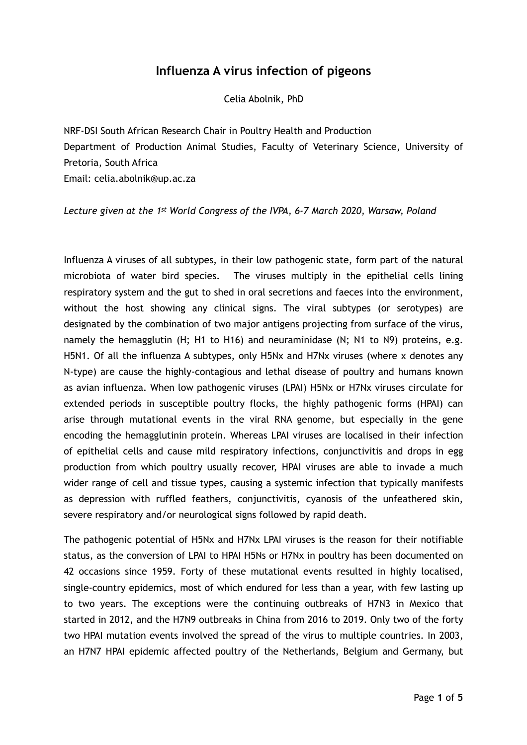# Influenza A virus infection of pigeons

Celia Abolnik, PhD

NRF-DSI South African Research Chair in Poultry Health and Production
Department of Production Animal Studies, Faculty of Veterinary Science, University of Pretoria, South Africa
Email: celia.abolnik@up.ac.za

*Lecture given at the 1st World Congress of the IVPA, 6-7 March 2020, Warsaw, Poland*

Influenza A viruses of all subtypes, in their low pathogenic state, form part of the natural microbiota of water bird species. The viruses multiply in the epithelial cells lining respiratory system and the gut to shed in oral secretions and faeces into the environment, without the host showing any clinical signs. The viral subtypes (or serotypes) are designated by the combination of two major antigens projecting from surface of the virus, namely the hemagglutin (H; H1 to H16) and neuraminidase (N; N1 to N9) proteins, e.g. H5N1. Of all the influenza A subtypes, only H5Nx and H7Nx viruses (where x denotes any N-type) are cause the highly-contagious and lethal disease of poultry and humans known as avian influenza. When low pathogenic viruses (LPAI) H5Nx or H7Nx viruses circulate for extended periods in susceptible poultry flocks, the highly pathogenic forms (HPAI) can arise through mutational events in the viral RNA genome, but especially in the gene encoding the hemagglutinin protein. Whereas LPAI viruses are localised in their infection of epithelial cells and cause mild respiratory infections, conjunctivitis and drops in egg production from which poultry usually recover, HPAI viruses are able to invade a much wider range of cell and tissue types, causing a systemic infection that typically manifests as depression with ruffled feathers, conjunctivitis, cyanosis of the unfeathered skin, severe respiratory and/or neurological signs followed by rapid death.

The pathogenic potential of H5Nx and H7Nx LPAI viruses is the reason for their notifiable status, as the conversion of LPAI to HPAI H5Ns or H7Nx in poultry has been documented on 42 occasions since 1959. Forty of these mutational events resulted in highly localised, single-country epidemics, most of which endured for less than a year, with few lasting up to two years. The exceptions were the continuing outbreaks of H7N3 in Mexico that started in 2012, and the H7N9 outbreaks in China from 2016 to 2019. Only two of the forty two HPAI mutation events involved the spread of the virus to multiple countries. In 2003, an H7N7 HPAI epidemic affected poultry of the Netherlands, Belgium and Germany, but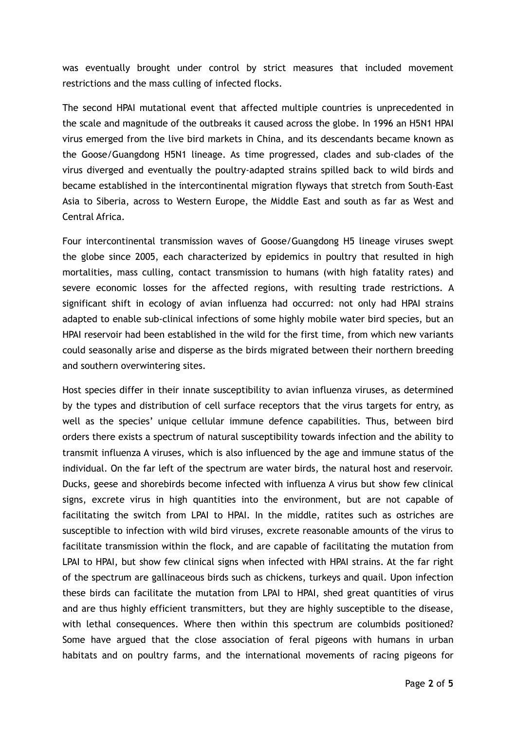was eventually brought under control by strict measures that included movement restrictions and the mass culling of infected flocks.

The second HPAI mutational event that affected multiple countries is unprecedented in the scale and magnitude of the outbreaks it caused across the globe. In 1996 an H5N1 HPAI virus emerged from the live bird markets in China, and its descendants became known as the Goose/Guangdong H5N1 lineage. As time progressed, clades and sub-clades of the virus diverged and eventually the poultry-adapted strains spilled back to wild birds and became established in the intercontinental migration flyways that stretch from South-East Asia to Siberia, across to Western Europe, the Middle East and south as far as West and Central Africa.

Four intercontinental transmission waves of Goose/Guangdong H5 lineage viruses swept the globe since 2005, each characterized by epidemics in poultry that resulted in high mortalities, mass culling, contact transmission to humans (with high fatality rates) and severe economic losses for the affected regions, with resulting trade restrictions. A significant shift in ecology of avian influenza had occurred: not only had HPAI strains adapted to enable sub-clinical infections of some highly mobile water bird species, but an HPAI reservoir had been established in the wild for the first time, from which new variants could seasonally arise and disperse as the birds migrated between their northern breeding and southern overwintering sites.

Host species differ in their innate susceptibility to avian influenza viruses, as determined by the types and distribution of cell surface receptors that the virus targets for entry, as well as the species' unique cellular immune defence capabilities. Thus, between bird orders there exists a spectrum of natural susceptibility towards infection and the ability to transmit influenza A viruses, which is also influenced by the age and immune status of the individual. On the far left of the spectrum are water birds, the natural host and reservoir. Ducks, geese and shorebirds become infected with influenza A virus but show few clinical signs, excrete virus in high quantities into the environment, but are not capable of facilitating the switch from LPAI to HPAI. In the middle, ratites such as ostriches are susceptible to infection with wild bird viruses, excrete reasonable amounts of the virus to facilitate transmission within the flock, and are capable of facilitating the mutation from LPAI to HPAI, but show few clinical signs when infected with HPAI strains. At the far right of the spectrum are gallinaceous birds such as chickens, turkeys and quail. Upon infection these birds can facilitate the mutation from LPAI to HPAI, shed great quantities of virus and are thus highly efficient transmitters, but they are highly susceptible to the disease, with lethal consequences. Where then within this spectrum are columbids positioned? Some have argued that the close association of feral pigeons with humans in urban habitats and on poultry farms, and the international movements of racing pigeons for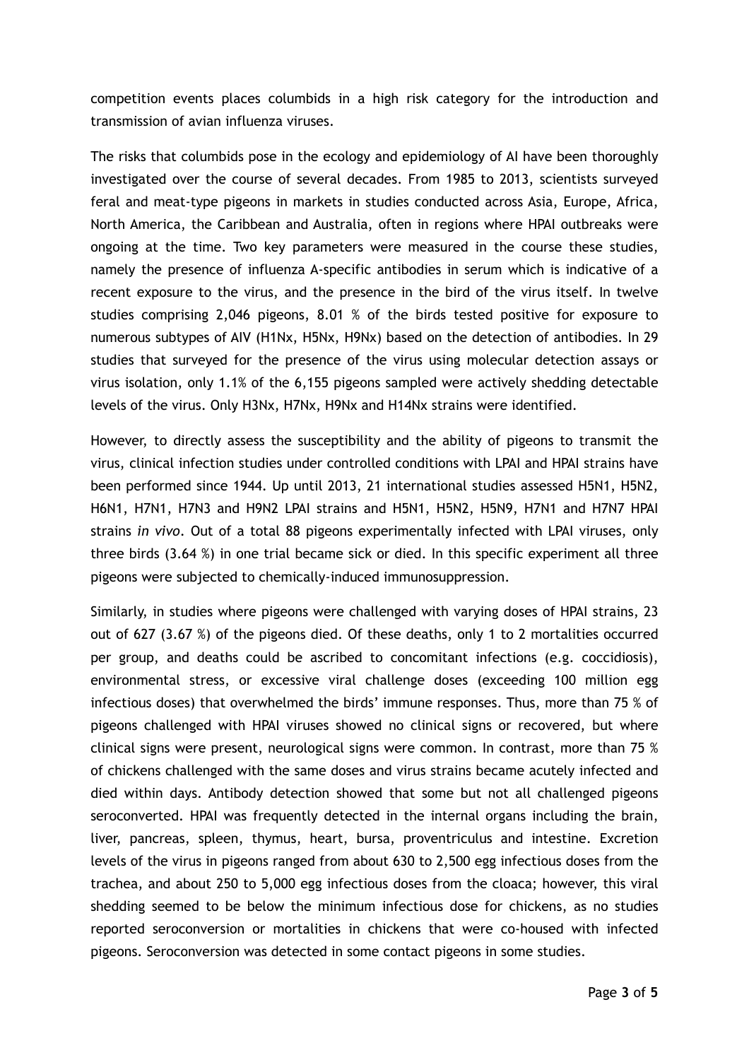competition events places columbids in a high risk category for the introduction and transmission of avian influenza viruses.

The risks that columbids pose in the ecology and epidemiology of AI have been thoroughly investigated over the course of several decades. From 1985 to 2013, scientists surveyed feral and meat-type pigeons in markets in studies conducted across Asia, Europe, Africa, North America, the Caribbean and Australia, often in regions where HPAI outbreaks were ongoing at the time. Two key parameters were measured in the course these studies, namely the presence of influenza A-specific antibodies in serum which is indicative of a recent exposure to the virus, and the presence in the bird of the virus itself. In twelve studies comprising 2,046 pigeons, 8.01 % of the birds tested positive for exposure to numerous subtypes of AIV (H1Nx, H5Nx, H9Nx) based on the detection of antibodies. In 29 studies that surveyed for the presence of the virus using molecular detection assays or virus isolation, only 1.1% of the 6,155 pigeons sampled were actively shedding detectable levels of the virus. Only H3Nx, H7Nx, H9Nx and H14Nx strains were identified.

However, to directly assess the susceptibility and the ability of pigeons to transmit the virus, clinical infection studies under controlled conditions with LPAI and HPAI strains have been performed since 1944. Up until 2013, 21 international studies assessed H5N1, H5N2, H6N1, H7N1, H7N3 and H9N2 LPAI strains and H5N1, H5N2, H5N9, H7N1 and H7N7 HPAI strains *in vivo*. Out of a total 88 pigeons experimentally infected with LPAI viruses, only three birds (3.64 %) in one trial became sick or died. In this specific experiment all three pigeons were subjected to chemically-induced immunosuppression.

Similarly, in studies where pigeons were challenged with varying doses of HPAI strains, 23 out of 627 (3.67 %) of the pigeons died. Of these deaths, only 1 to 2 mortalities occurred per group, and deaths could be ascribed to concomitant infections (e.g. coccidiosis), environmental stress, or excessive viral challenge doses (exceeding 100 million egg infectious doses) that overwhelmed the birds' immune responses. Thus, more than 75 % of pigeons challenged with HPAI viruses showed no clinical signs or recovered, but where clinical signs were present, neurological signs were common. In contrast, more than 75 % of chickens challenged with the same doses and virus strains became acutely infected and died within days. Antibody detection showed that some but not all challenged pigeons seroconverted. HPAI was frequently detected in the internal organs including the brain, liver, pancreas, spleen, thymus, heart, bursa, proventriculus and intestine. Excretion levels of the virus in pigeons ranged from about 630 to 2,500 egg infectious doses from the trachea, and about 250 to 5,000 egg infectious doses from the cloaca; however, this viral shedding seemed to be below the minimum infectious dose for chickens, as no studies reported seroconversion or mortalities in chickens that were co-housed with infected pigeons. Seroconversion was detected in some contact pigeons in some studies.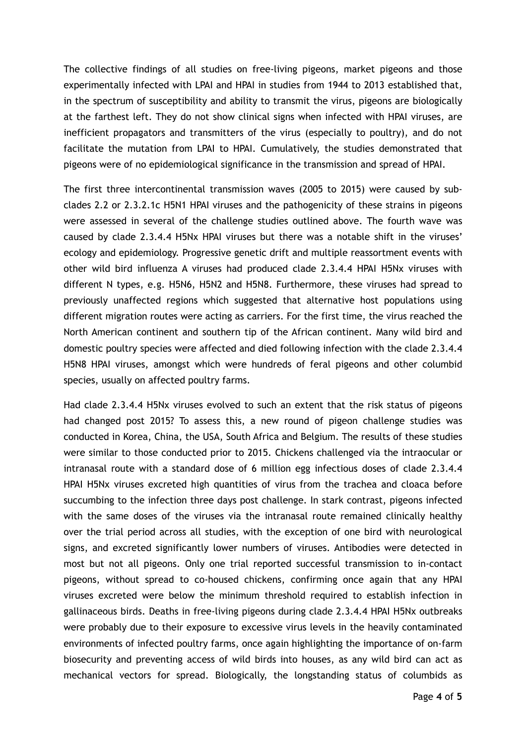The collective findings of all studies on free-living pigeons, market pigeons and those experimentally infected with LPAI and HPAI in studies from 1944 to 2013 established that, in the spectrum of susceptibility and ability to transmit the virus, pigeons are biologically at the farthest left. They do not show clinical signs when infected with HPAI viruses, are inefficient propagators and transmitters of the virus (especially to poultry), and do not facilitate the mutation from LPAI to HPAI. Cumulatively, the studies demonstrated that pigeons were of no epidemiological significance in the transmission and spread of HPAI.

The first three intercontinental transmission waves (2005 to 2015) were caused by sub-clades 2.2 or 2.3.2.1c H5N1 HPAI viruses and the pathogenicity of these strains in pigeons were assessed in several of the challenge studies outlined above. The fourth wave was caused by clade 2.3.4.4 H5Nx HPAI viruses but there was a notable shift in the viruses' ecology and epidemiology. Progressive genetic drift and multiple reassortment events with other wild bird influenza A viruses had produced clade 2.3.4.4 HPAI H5Nx viruses with different N types, e.g. H5N6, H5N2 and H5N8. Furthermore, these viruses had spread to previously unaffected regions which suggested that alternative host populations using different migration routes were acting as carriers. For the first time, the virus reached the North American continent and southern tip of the African continent. Many wild bird and domestic poultry species were affected and died following infection with the clade 2.3.4.4 H5N8 HPAI viruses, amongst which were hundreds of feral pigeons and other columbid species, usually on affected poultry farms.

Had clade 2.3.4.4 H5Nx viruses evolved to such an extent that the risk status of pigeons had changed post 2015? To assess this, a new round of pigeon challenge studies was conducted in Korea, China, the USA, South Africa and Belgium. The results of these studies were similar to those conducted prior to 2015. Chickens challenged via the intraocular or intranasal route with a standard dose of 6 million egg infectious doses of clade 2.3.4.4 HPAI H5Nx viruses excreted high quantities of virus from the trachea and cloaca before succumbing to the infection three days post challenge. In stark contrast, pigeons infected with the same doses of the viruses via the intranasal route remained clinically healthy over the trial period across all studies, with the exception of one bird with neurological signs, and excreted significantly lower numbers of viruses. Antibodies were detected in most but not all pigeons. Only one trial reported successful transmission to in-contact pigeons, without spread to co-housed chickens, confirming once again that any HPAI viruses excreted were below the minimum threshold required to establish infection in gallinaceous birds. Deaths in free-living pigeons during clade 2.3.4.4 HPAI H5Nx outbreaks were probably due to their exposure to excessive virus levels in the heavily contaminated environments of infected poultry farms, once again highlighting the importance of on-farm biosecurity and preventing access of wild birds into houses, as any wild bird can act as mechanical vectors for spread. Biologically, the longstanding status of columbids as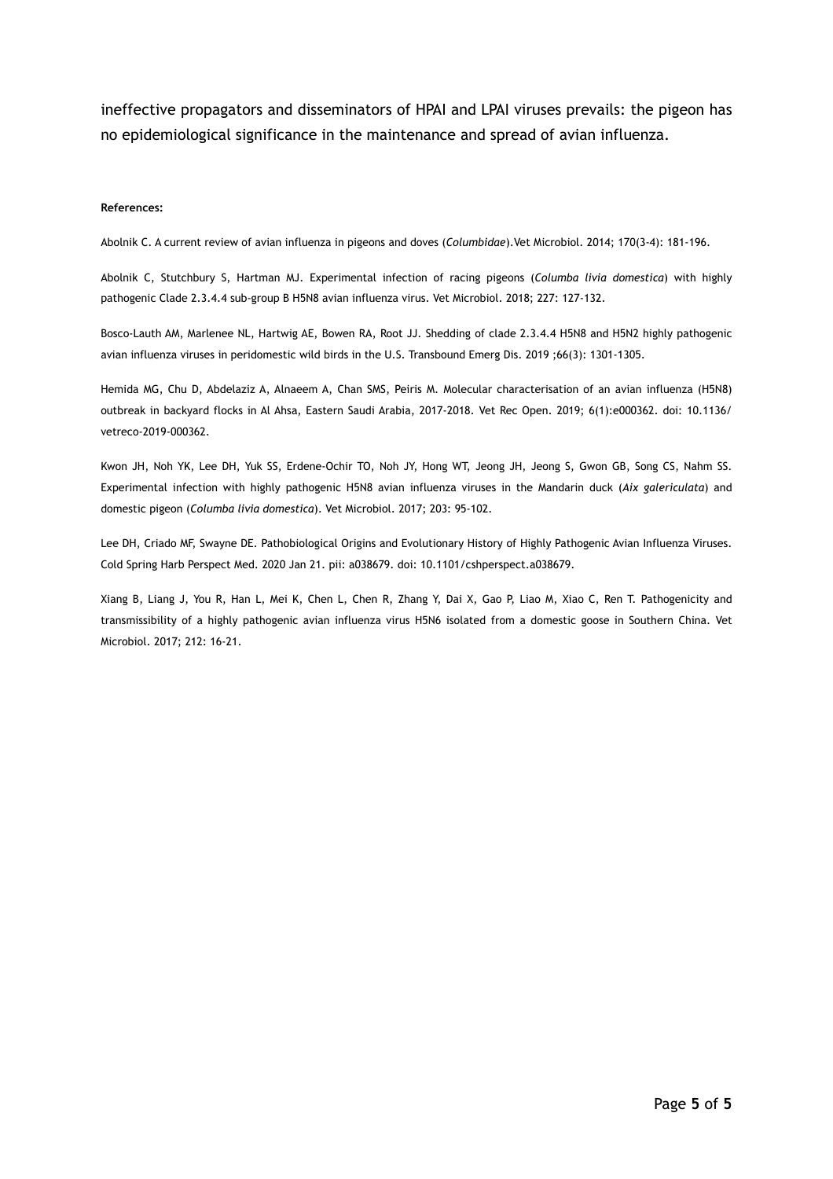ineffective propagators and disseminators of HPAI and LPAI viruses prevails: the pigeon has no epidemiological significance in the maintenance and spread of avian influenza.

**References:**

Abolnik C. A current review of avian influenza in pigeons and doves (*Columbidae*).Vet Microbiol. 2014; 170(3-4): 181-196.

Abolnik C, Stutchbury S, Hartman MJ. Experimental infection of racing pigeons (*Columba livia domestica*) with highly pathogenic Clade 2.3.4.4 sub-group B H5N8 avian influenza virus. Vet Microbiol. 2018; 227: 127-132.

Bosco-Lauth AM, Marlenee NL, Hartwig AE, Bowen RA, Root JJ. Shedding of clade 2.3.4.4 H5N8 and H5N2 highly pathogenic avian influenza viruses in peridomestic wild birds in the U.S. Transbound Emerg Dis. 2019 ;66(3): 1301-1305.

Hemida MG, Chu D, Abdelaziz A, Alnaeem A, Chan SMS, Peiris M. Molecular characterisation of an avian influenza (H5N8) outbreak in backyard flocks in Al Ahsa, Eastern Saudi Arabia, 2017-2018. Vet Rec Open. 2019; 6(1):e000362. doi: 10.1136/vetreco-2019-000362.

Kwon JH, Noh YK, Lee DH, Yuk SS, Erdene-Ochir TO, Noh JY, Hong WT, Jeong JH, Jeong S, Gwon GB, Song CS, Nahm SS. Experimental infection with highly pathogenic H5N8 avian influenza viruses in the Mandarin duck (*Aix galericulata*) and domestic pigeon (*Columba livia domestica*). Vet Microbiol. 2017; 203: 95-102.

Lee DH, Criado MF, Swayne DE. Pathobiological Origins and Evolutionary History of Highly Pathogenic Avian Influenza Viruses. Cold Spring Harb Perspect Med. 2020 Jan 21. pii: a038679. doi: 10.1101/cshperspect.a038679.

Xiang B, Liang J, You R, Han L, Mei K, Chen L, Chen R, Zhang Y, Dai X, Gao P, Liao M, Xiao C, Ren T. Pathogenicity and transmissibility of a highly pathogenic avian influenza virus H5N6 isolated from a domestic goose in Southern China. Vet Microbiol. 2017; 212: 16-21.